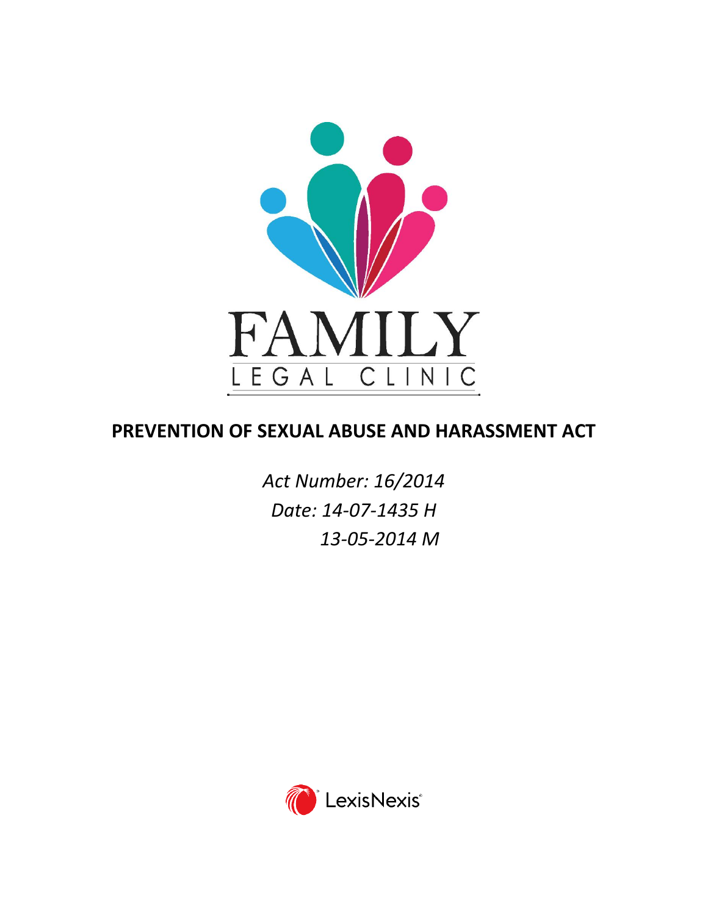FAMILY

LEGAL CLINIC

# PREVENTION OF SEXUAL ABUSE AND HARASSMENT ACT

*Act Number: 16/2014*

*Date: 14-07-1435 H*

*13-05-2014 M*

LexisNexis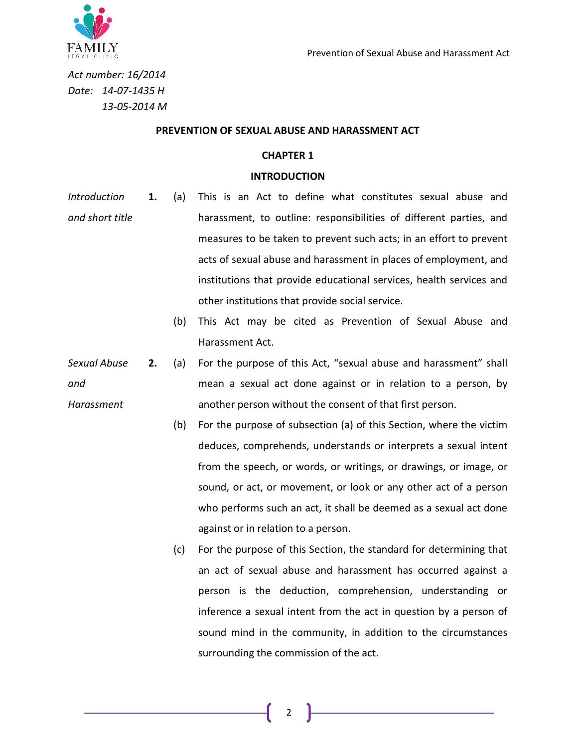*Act number: 16/2014*
*Date: 14-07-1435 H*
*13-05-2014 M*

**PREVENTION OF SEXUAL ABUSE AND HARASSMENT ACT**

**CHAPTER 1**

**INTRODUCTION**

*Introduction and short title*

**1.** (a) This is an Act to define what constitutes sexual abuse and harassment, to outline: responsibilities of different parties, and measures to be taken to prevent such acts; in an effort to prevent acts of sexual abuse and harassment in places of employment, and institutions that provide educational services, health services and other institutions that provide social service.

(b) This Act may be cited as Prevention of Sexual Abuse and Harassment Act.

*Sexual Abuse and Harassment*

**2.** (a) For the purpose of this Act, "sexual abuse and harassment" shall mean a sexual act done against or in relation to a person, by another person without the consent of that first person.

(b) For the purpose of subsection (a) of this Section, where the victim deduces, comprehends, understands or interprets a sexual intent from the speech, or words, or writings, or drawings, or image, or sound, or act, or movement, or look or any other act of a person who performs such an act, it shall be deemed as a sexual act done against or in relation to a person.

(c) For the purpose of this Section, the standard for determining that an act of sexual abuse and harassment has occurred against a person is the deduction, comprehension, understanding or inference a sexual intent from the act in question by a person of sound mind in the community, in addition to the circumstances surrounding the commission of the act.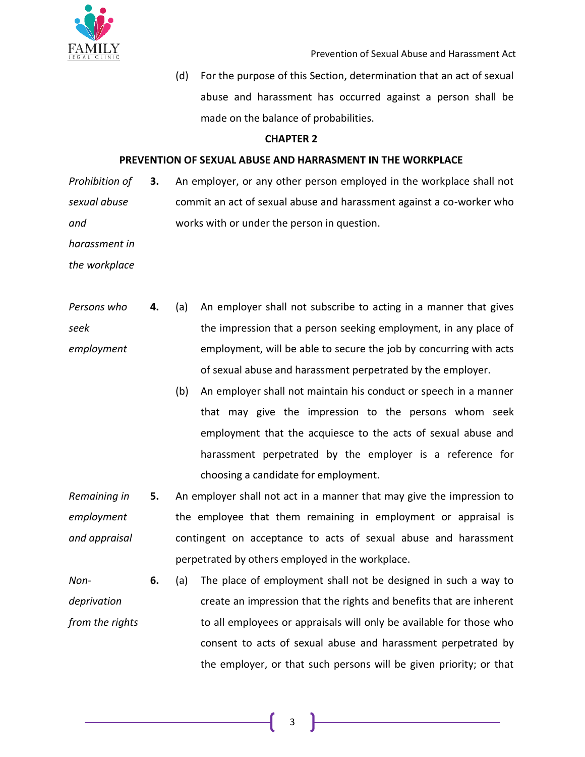(d) For the purpose of this Section, determination that an act of sexual abuse and harassment has occurred against a person shall be made on the balance of probabilities.

## CHAPTER 2

## PREVENTION OF SEXUAL ABUSE AND HARRASMENT IN THE WORKPLACE

*Prohibition of sexual abuse and harassment in the workplace*

**3.** An employer, or any other person employed in the workplace shall not commit an act of sexual abuse and harassment against a co-worker who works with or under the person in question.

*Persons who seek employment*

**4.** (a) An employer shall not subscribe to acting in a manner that gives the impression that a person seeking employment, in any place of employment, will be able to secure the job by concurring with acts of sexual abuse and harassment perpetrated by the employer.

(b) An employer shall not maintain his conduct or speech in a manner that may give the impression to the persons whom seek employment that the acquiesce to the acts of sexual abuse and harassment perpetrated by the employer is a reference for choosing a candidate for employment.

*Remaining in employment and appraisal*

**5.** An employer shall not act in a manner that may give the impression to the employee that them remaining in employment or appraisal is contingent on acceptance to acts of sexual abuse and harassment perpetrated by others employed in the workplace.

*Non-deprivation from the rights*

**6.** (a) The place of employment shall not be designed in such a way to create an impression that the rights and benefits that are inherent to all employees or appraisals will only be available for those who consent to acts of sexual abuse and harassment perpetrated by the employer, or that such persons will be given priority; or that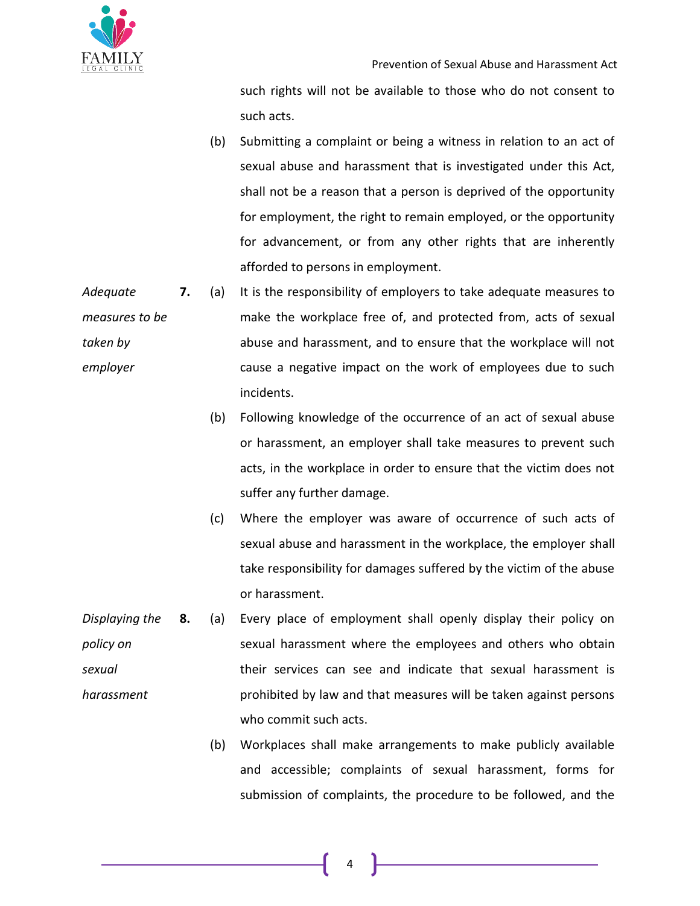such rights will not be available to those who do not consent to such acts.

(b) Submitting a complaint or being a witness in relation to an act of sexual abuse and harassment that is investigated under this Act, shall not be a reason that a person is deprived of the opportunity for employment, the right to remain employed, or the opportunity for advancement, or from any other rights that are inherently afforded to persons in employment.

*Adequate measures to be taken by employer*

**7.** (a) It is the responsibility of employers to take adequate measures to make the workplace free of, and protected from, acts of sexual abuse and harassment, and to ensure that the workplace will not cause a negative impact on the work of employees due to such incidents.

(b) Following knowledge of the occurrence of an act of sexual abuse or harassment, an employer shall take measures to prevent such acts, in the workplace in order to ensure that the victim does not suffer any further damage.

(c) Where the employer was aware of occurrence of such acts of sexual abuse and harassment in the workplace, the employer shall take responsibility for damages suffered by the victim of the abuse or harassment.

*Displaying the policy on sexual harassment*

**8.** (a) Every place of employment shall openly display their policy on sexual harassment where the employees and others who obtain their services can see and indicate that sexual harassment is prohibited by law and that measures will be taken against persons who commit such acts.

(b) Workplaces shall make arrangements to make publicly available and accessible; complaints of sexual harassment, forms for submission of complaints, the procedure to be followed, and the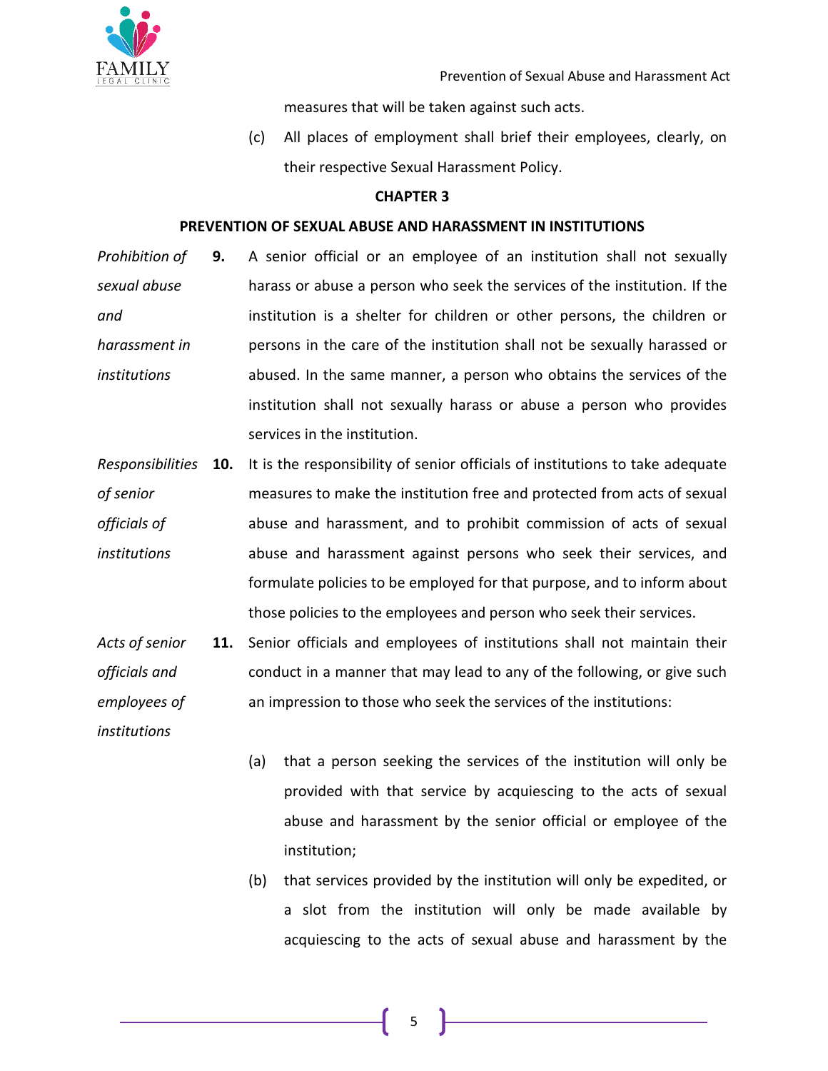measures that will be taken against such acts.

(c) All places of employment shall brief their employees, clearly, on their respective Sexual Harassment Policy.

## CHAPTER 3

## PREVENTION OF SEXUAL ABUSE AND HARASSMENT IN INSTITUTIONS

*Prohibition of sexual abuse and harassment in institutions*

**9.** A senior official or an employee of an institution shall not sexually harass or abuse a person who seek the services of the institution. If the institution is a shelter for children or other persons, the children or persons in the care of the institution shall not be sexually harassed or abused. In the same manner, a person who obtains the services of the institution shall not sexually harass or abuse a person who provides services in the institution.

*Responsibilities of senior officials of institutions*

**10.** It is the responsibility of senior officials of institutions to take adequate measures to make the institution free and protected from acts of sexual abuse and harassment, and to prohibit commission of acts of sexual abuse and harassment against persons who seek their services, and formulate policies to be employed for that purpose, and to inform about those policies to the employees and person who seek their services.

*Acts of senior officials and employees of institutions*

**11.** Senior officials and employees of institutions shall not maintain their conduct in a manner that may lead to any of the following, or give such an impression to those who seek the services of the institutions:

(a) that a person seeking the services of the institution will only be provided with that service by acquiescing to the acts of sexual abuse and harassment by the senior official or employee of the institution;

(b) that services provided by the institution will only be expedited, or a slot from the institution will only be made available by acquiescing to the acts of sexual abuse and harassment by the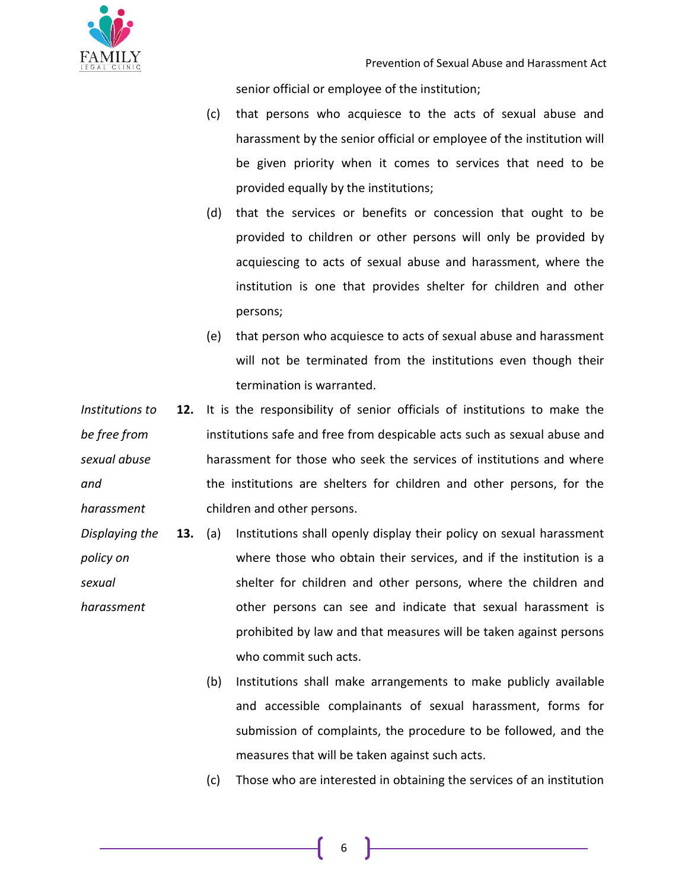senior official or employee of the institution;

(c) that persons who acquiesce to the acts of sexual abuse and harassment by the senior official or employee of the institution will be given priority when it comes to services that need to be provided equally by the institutions;

(d) that the services or benefits or concession that ought to be provided to children or other persons will only be provided by acquiescing to acts of sexual abuse and harassment, where the institution is one that provides shelter for children and other persons;

(e) that person who acquiesce to acts of sexual abuse and harassment will not be terminated from the institutions even though their termination is warranted.

*Institutions to be free from sexual abuse and harassment*

**12.** It is the responsibility of senior officials of institutions to make the institutions safe and free from despicable acts such as sexual abuse and harassment for those who seek the services of institutions and where the institutions are shelters for children and other persons, for the children and other persons.

*Displaying the policy on sexual harassment*

**13.** (a) Institutions shall openly display their policy on sexual harassment where those who obtain their services, and if the institution is a shelter for children and other persons, where the children and other persons can see and indicate that sexual harassment is prohibited by law and that measures will be taken against persons who commit such acts.

(b) Institutions shall make arrangements to make publicly available and accessible complainants of sexual harassment, forms for submission of complaints, the procedure to be followed, and the measures that will be taken against such acts.

(c) Those who are interested in obtaining the services of an institution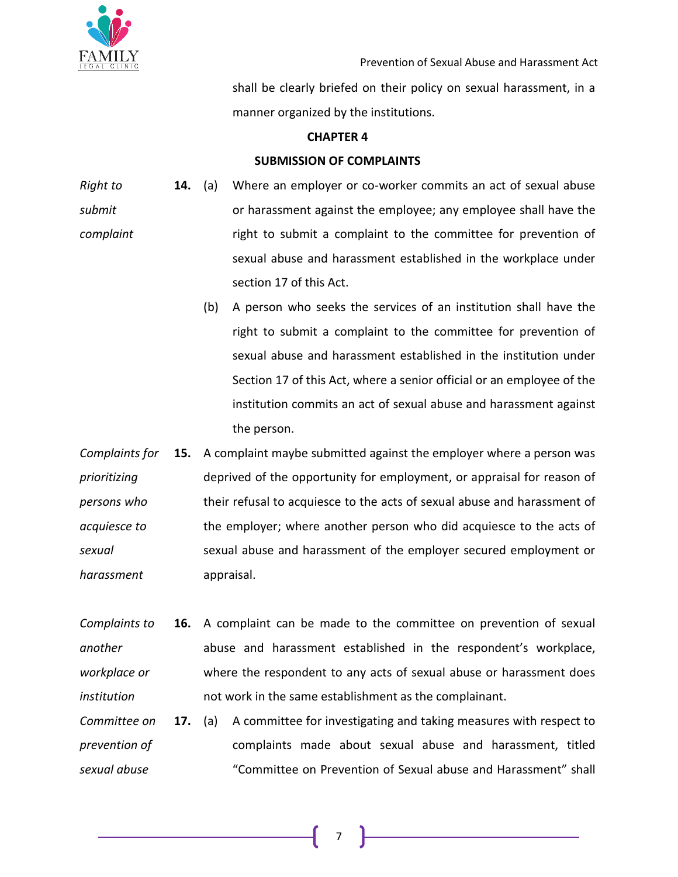shall be clearly briefed on their policy on sexual harassment, in a manner organized by the institutions.

## CHAPTER 4

## SUBMISSION OF COMPLAINTS

*Right to submit complaint*

**14.** (a) Where an employer or co-worker commits an act of sexual abuse or harassment against the employee; any employee shall have the right to submit a complaint to the committee for prevention of sexual abuse and harassment established in the workplace under section 17 of this Act.

(b) A person who seeks the services of an institution shall have the right to submit a complaint to the committee for prevention of sexual abuse and harassment established in the institution under Section 17 of this Act, where a senior official or an employee of the institution commits an act of sexual abuse and harassment against the person.

*Complaints for prioritizing persons who acquiesce to sexual harassment*

**15.** A complaint maybe submitted against the employer where a person was deprived of the opportunity for employment, or appraisal for reason of their refusal to acquiesce to the acts of sexual abuse and harassment of the employer; where another person who did acquiesce to the acts of sexual abuse and harassment of the employer secured employment or appraisal.

*Complaints to another workplace or institution*

**16.** A complaint can be made to the committee on prevention of sexual abuse and harassment established in the respondent's workplace, where the respondent to any acts of sexual abuse or harassment does not work in the same establishment as the complainant.

*Committee on prevention of sexual abuse*

**17.** (a) A committee for investigating and taking measures with respect to complaints made about sexual abuse and harassment, titled "Committee on Prevention of Sexual abuse and Harassment" shall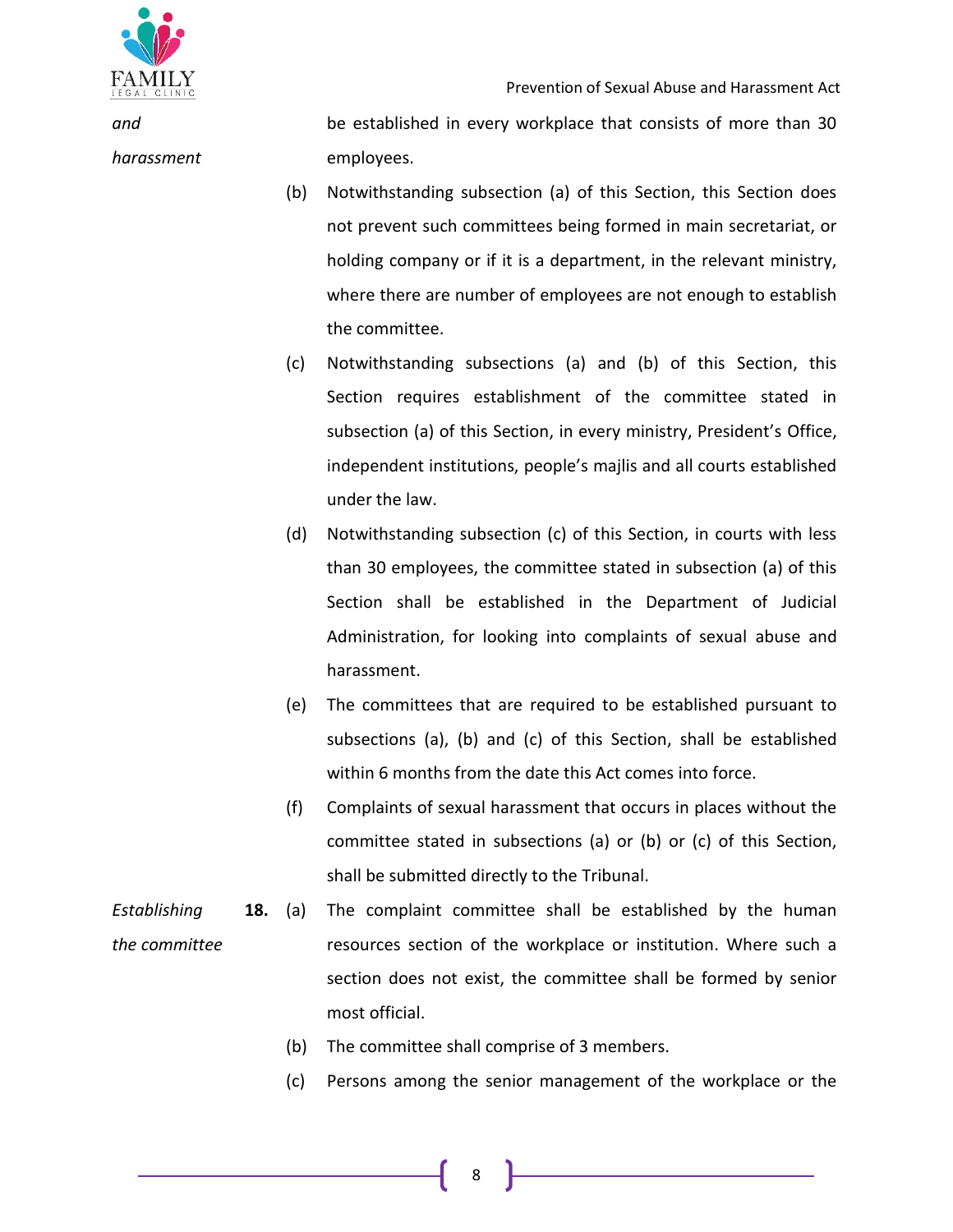*and harassment*

be established in every workplace that consists of more than 30 employees.

(b) Notwithstanding subsection (a) of this Section, this Section does not prevent such committees being formed in main secretariat, or holding company or if it is a department, in the relevant ministry, where there are number of employees are not enough to establish the committee.

(c) Notwithstanding subsections (a) and (b) of this Section, this Section requires establishment of the committee stated in subsection (a) of this Section, in every ministry, President's Office, independent institutions, people's majlis and all courts established under the law.

(d) Notwithstanding subsection (c) of this Section, in courts with less than 30 employees, the committee stated in subsection (a) of this Section shall be established in the Department of Judicial Administration, for looking into complaints of sexual abuse and harassment.

(e) The committees that are required to be established pursuant to subsections (a), (b) and (c) of this Section, shall be established within 6 months from the date this Act comes into force.

(f) Complaints of sexual harassment that occurs in places without the committee stated in subsections (a) or (b) or (c) of this Section, shall be submitted directly to the Tribunal.

*Establishing the committee*

**18.** (a) The complaint committee shall be established by the human resources section of the workplace or institution. Where such a section does not exist, the committee shall be formed by senior most official.

(b) The committee shall comprise of 3 members.

(c) Persons among the senior management of the workplace or the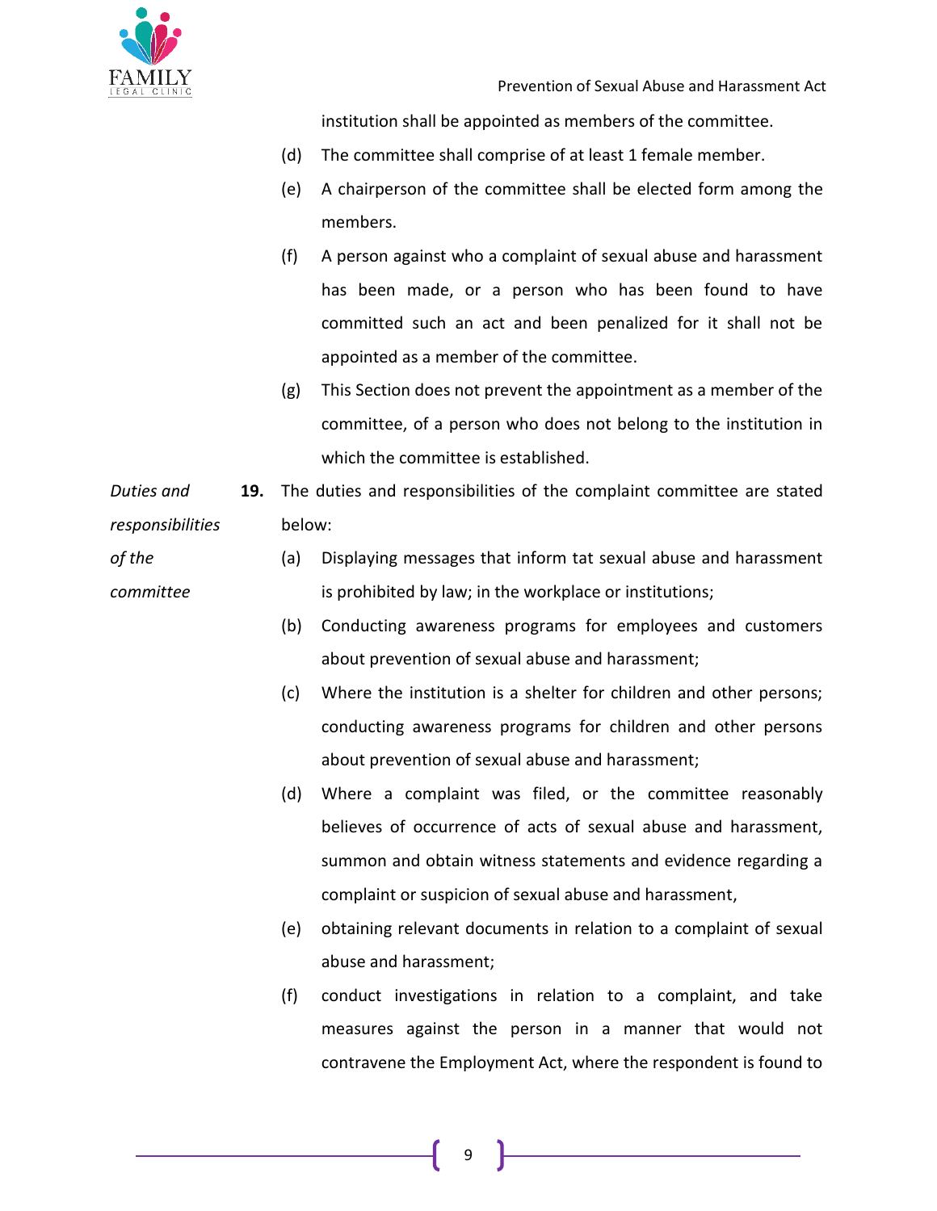institution shall be appointed as members of the committee.

(d) The committee shall comprise of at least 1 female member.

(e) A chairperson of the committee shall be elected form among the members.

(f) A person against who a complaint of sexual abuse and harassment has been made, or a person who has been found to have committed such an act and been penalized for it shall not be appointed as a member of the committee.

(g) This Section does not prevent the appointment as a member of the committee, of a person who does not belong to the institution in which the committee is established.

*Duties and responsibilities of the committee*

**19.** The duties and responsibilities of the complaint committee are stated below:

(a) Displaying messages that inform tat sexual abuse and harassment is prohibited by law; in the workplace or institutions;

(b) Conducting awareness programs for employees and customers about prevention of sexual abuse and harassment;

(c) Where the institution is a shelter for children and other persons; conducting awareness programs for children and other persons about prevention of sexual abuse and harassment;

(d) Where a complaint was filed, or the committee reasonably believes of occurrence of acts of sexual abuse and harassment, summon and obtain witness statements and evidence regarding a complaint or suspicion of sexual abuse and harassment,

(e) obtaining relevant documents in relation to a complaint of sexual abuse and harassment;

(f) conduct investigations in relation to a complaint, and take measures against the person in a manner that would not contravene the Employment Act, where the respondent is found to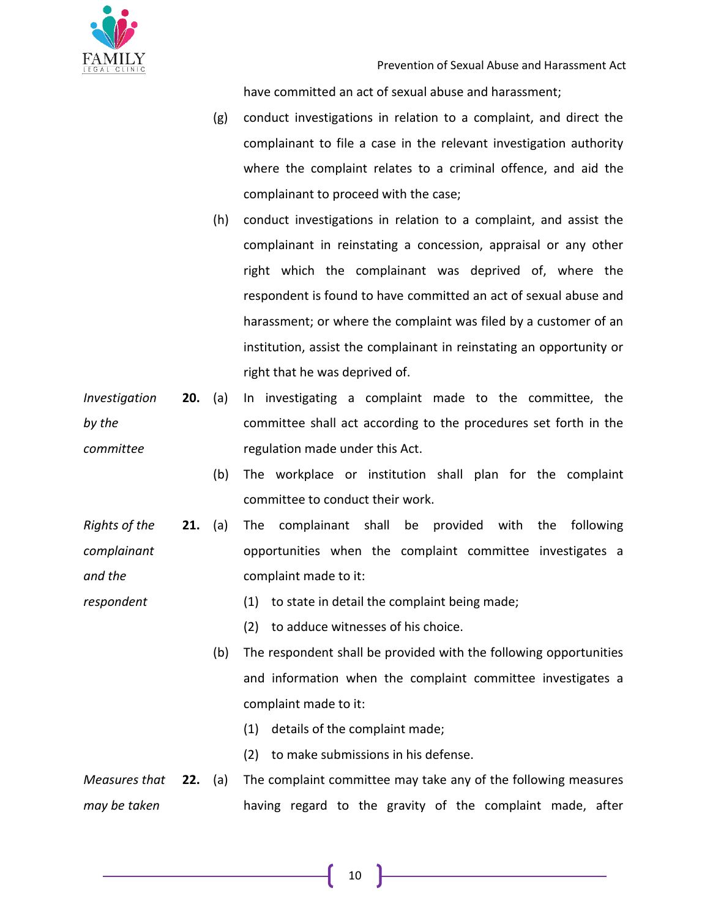have committed an act of sexual abuse and harassment;

(g) conduct investigations in relation to a complaint, and direct the complainant to file a case in the relevant investigation authority where the complaint relates to a criminal offence, and aid the complainant to proceed with the case;

(h) conduct investigations in relation to a complaint, and assist the complainant in reinstating a concession, appraisal or any other right which the complainant was deprived of, where the respondent is found to have committed an act of sexual abuse and harassment; or where the complaint was filed by a customer of an institution, assist the complainant in reinstating an opportunity or right that he was deprived of.

*Investigation by the committee*

**20.** (a) In investigating a complaint made to the committee, the committee shall act according to the procedures set forth in the regulation made under this Act.

(b) The workplace or institution shall plan for the complaint committee to conduct their work.

*Rights of the complainant and the respondent*

**21.** (a) The complainant shall be provided with the following opportunities when the complaint committee investigates a complaint made to it:

(1) to state in detail the complaint being made;

(2) to adduce witnesses of his choice.

(b) The respondent shall be provided with the following opportunities and information when the complaint committee investigates a complaint made to it:

(1) details of the complaint made;

(2) to make submissions in his defense.

*Measures that may be taken*

**22.** (a) The complaint committee may take any of the following measures having regard to the gravity of the complaint made, after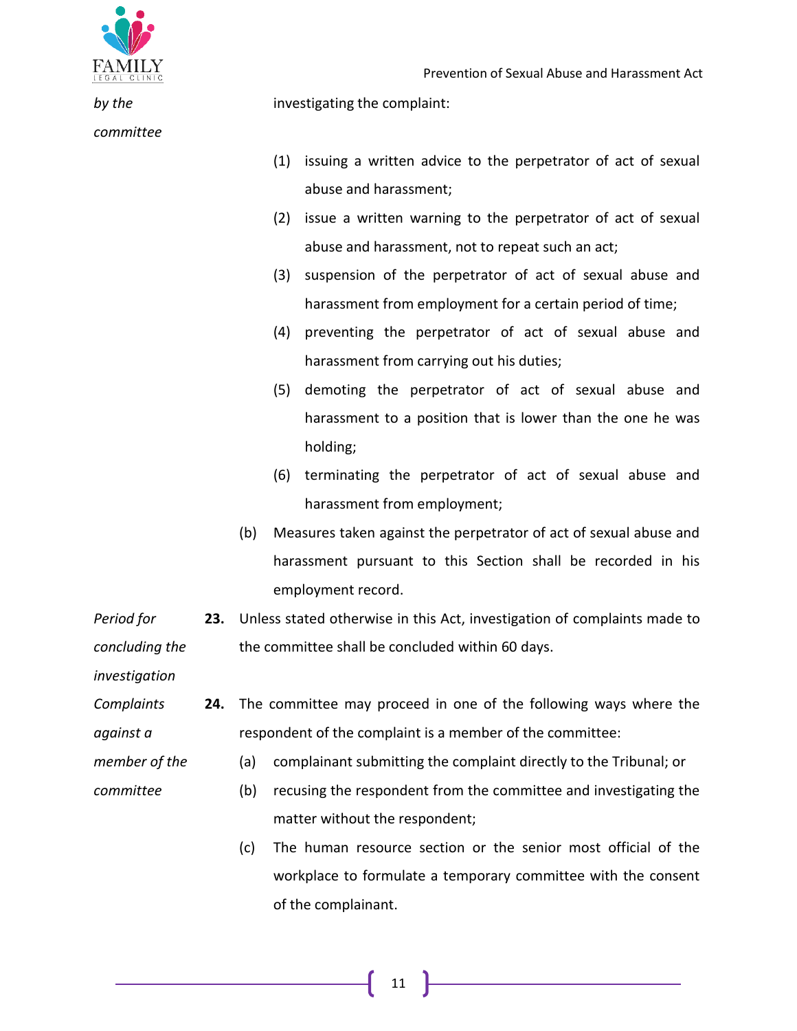*by the committee*

investigating the complaint:

(1) issuing a written advice to the perpetrator of act of sexual abuse and harassment;

(2) issue a written warning to the perpetrator of act of sexual abuse and harassment, not to repeat such an act;

(3) suspension of the perpetrator of act of sexual abuse and harassment from employment for a certain period of time;

(4) preventing the perpetrator of act of sexual abuse and harassment from carrying out his duties;

(5) demoting the perpetrator of act of sexual abuse and harassment to a position that is lower than the one he was holding;

(6) terminating the perpetrator of act of sexual abuse and harassment from employment;

(b) Measures taken against the perpetrator of act of sexual abuse and harassment pursuant to this Section shall be recorded in his employment record.

*Period for concluding the investigation*

**23.** Unless stated otherwise in this Act, investigation of complaints made to the committee shall be concluded within 60 days.

*Complaints against a member of the committee*

**24.** The committee may proceed in one of the following ways where the respondent of the complaint is a member of the committee:

(a) complainant submitting the complaint directly to the Tribunal; or

(b) recusing the respondent from the committee and investigating the matter without the respondent;

(c) The human resource section or the senior most official of the workplace to formulate a temporary committee with the consent of the complainant.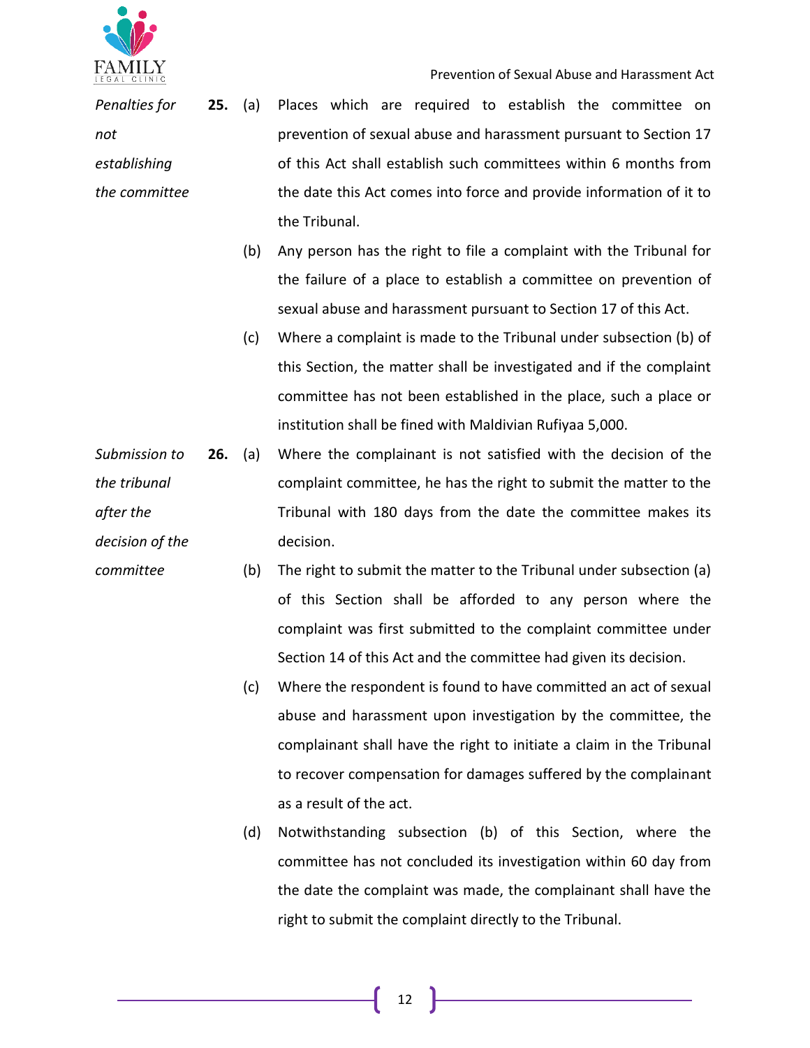*Penalties for not establishing the committee*

**25.** (a) Places which are required to establish the committee on prevention of sexual abuse and harassment pursuant to Section 17 of this Act shall establish such committees within 6 months from the date this Act comes into force and provide information of it to the Tribunal.

(b) Any person has the right to file a complaint with the Tribunal for the failure of a place to establish a committee on prevention of sexual abuse and harassment pursuant to Section 17 of this Act.

(c) Where a complaint is made to the Tribunal under subsection (b) of this Section, the matter shall be investigated and if the complaint committee has not been established in the place, such a place or institution shall be fined with Maldivian Rufiyaa 5,000.

*Submission to the tribunal after the decision of the committee*

**26.** (a) Where the complainant is not satisfied with the decision of the complaint committee, he has the right to submit the matter to the Tribunal with 180 days from the date the committee makes its decision.

(b) The right to submit the matter to the Tribunal under subsection (a) of this Section shall be afforded to any person where the complaint was first submitted to the complaint committee under Section 14 of this Act and the committee had given its decision.

(c) Where the respondent is found to have committed an act of sexual abuse and harassment upon investigation by the committee, the complainant shall have the right to initiate a claim in the Tribunal to recover compensation for damages suffered by the complainant as a result of the act.

(d) Notwithstanding subsection (b) of this Section, where the committee has not concluded its investigation within 60 day from the date the complaint was made, the complainant shall have the right to submit the complaint directly to the Tribunal.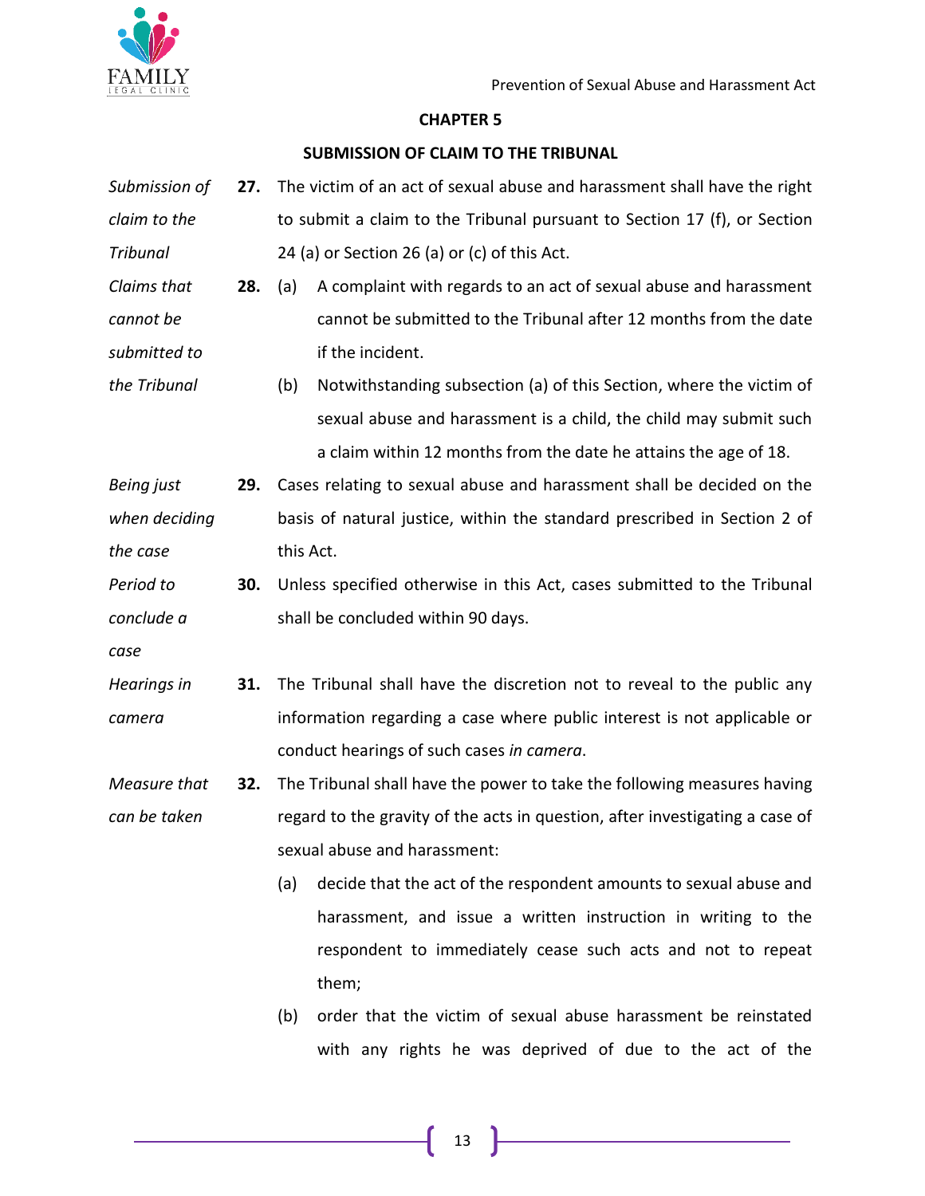## CHAPTER 5

## SUBMISSION OF CLAIM TO THE TRIBUNAL

*Submission of claim to the Tribunal*

**27.** The victim of an act of sexual abuse and harassment shall have the right to submit a claim to the Tribunal pursuant to Section 17 (f), or Section 24 (a) or Section 26 (a) or (c) of this Act.

*Claims that cannot be submitted to the Tribunal*

**28.** (a) A complaint with regards to an act of sexual abuse and harassment cannot be submitted to the Tribunal after 12 months from the date if the incident.

(b) Notwithstanding subsection (a) of this Section, where the victim of sexual abuse and harassment is a child, the child may submit such a claim within 12 months from the date he attains the age of 18.

*Being just when deciding the case*

**29.** Cases relating to sexual abuse and harassment shall be decided on the basis of natural justice, within the standard prescribed in Section 2 of this Act.

*Period to conclude a case*

**30.** Unless specified otherwise in this Act, cases submitted to the Tribunal shall be concluded within 90 days.

*Hearings in camera*

**31.** The Tribunal shall have the discretion not to reveal to the public any information regarding a case where public interest is not applicable or conduct hearings of such cases *in camera*.

*Measure that can be taken*

**32.** The Tribunal shall have the power to take the following measures having regard to the gravity of the acts in question, after investigating a case of sexual abuse and harassment:

(a) decide that the act of the respondent amounts to sexual abuse and harassment, and issue a written instruction in writing to the respondent to immediately cease such acts and not to repeat them;

(b) order that the victim of sexual abuse harassment be reinstated with any rights he was deprived of due to the act of the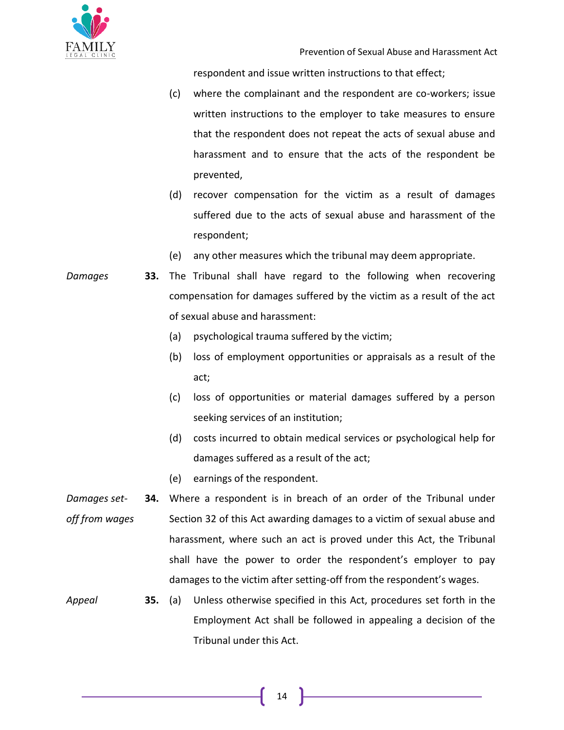respondent and issue written instructions to that effect;

(c) where the complainant and the respondent are co-workers; issue written instructions to the employer to take measures to ensure that the respondent does not repeat the acts of sexual abuse and harassment and to ensure that the acts of the respondent be prevented,

(d) recover compensation for the victim as a result of damages suffered due to the acts of sexual abuse and harassment of the respondent;

(e) any other measures which the tribunal may deem appropriate.

*Damages*

**33.** The Tribunal shall have regard to the following when recovering compensation for damages suffered by the victim as a result of the act of sexual abuse and harassment:

(a) psychological trauma suffered by the victim;

(b) loss of employment opportunities or appraisals as a result of the act;

(c) loss of opportunities or material damages suffered by a person seeking services of an institution;

(d) costs incurred to obtain medical services or psychological help for damages suffered as a result of the act;

(e) earnings of the respondent.

*Damages set-off from wages*

**34.** Where a respondent is in breach of an order of the Tribunal under Section 32 of this Act awarding damages to a victim of sexual abuse and harassment, where such an act is proved under this Act, the Tribunal shall have the power to order the respondent's employer to pay damages to the victim after setting-off from the respondent's wages.

*Appeal*

**35.** (a) Unless otherwise specified in this Act, procedures set forth in the Employment Act shall be followed in appealing a decision of the Tribunal under this Act.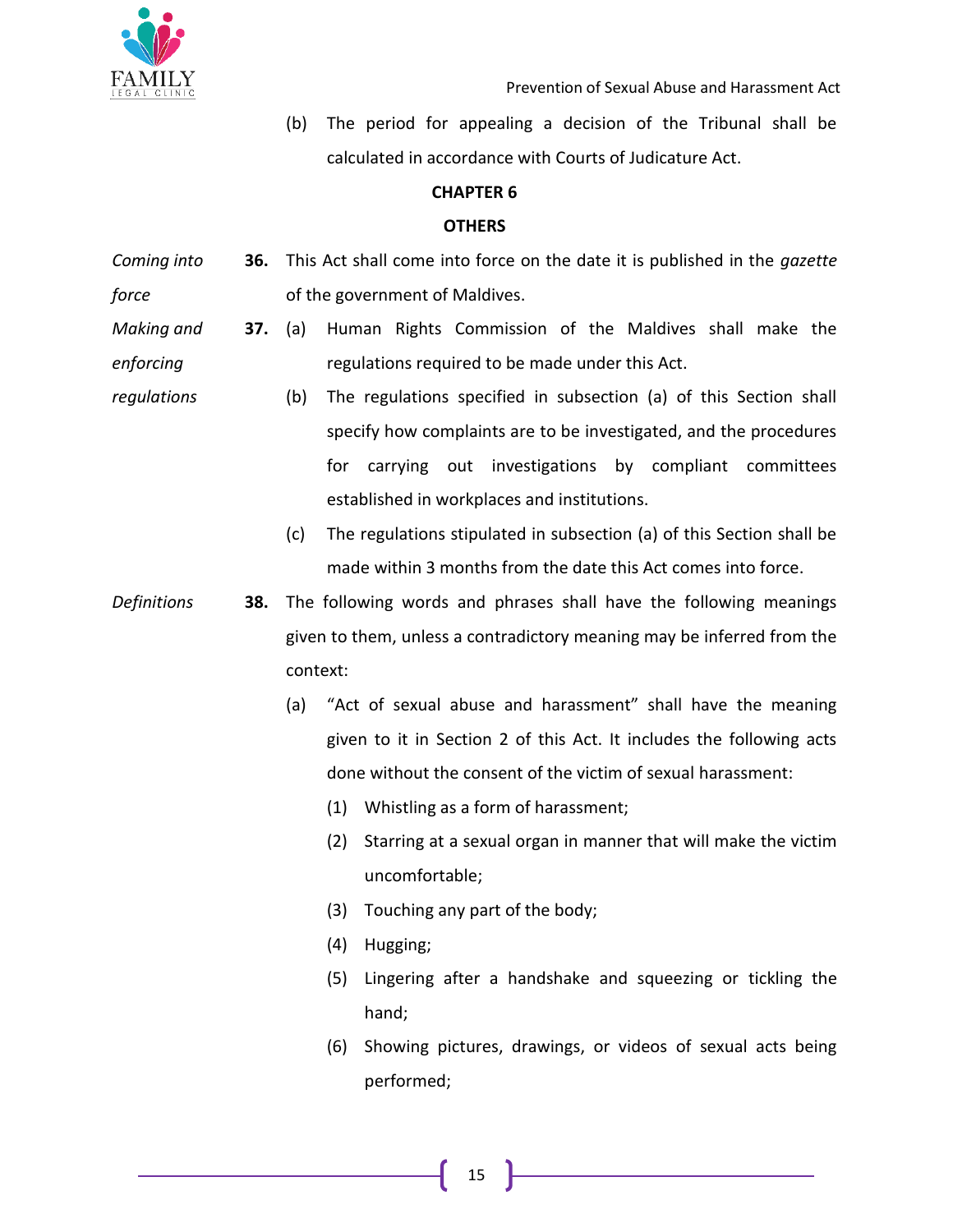(b) The period for appealing a decision of the Tribunal shall be calculated in accordance with Courts of Judicature Act.

## CHAPTER 6

## OTHERS

*Coming into force*

**36.** This Act shall come into force on the date it is published in the *gazette* of the government of Maldives.

*Making and enforcing regulations*

**37.** (a) Human Rights Commission of the Maldives shall make the regulations required to be made under this Act.

(b) The regulations specified in subsection (a) of this Section shall specify how complaints are to be investigated, and the procedures for carrying out investigations by compliant committees established in workplaces and institutions.

(c) The regulations stipulated in subsection (a) of this Section shall be made within 3 months from the date this Act comes into force.

*Definitions*

**38.** The following words and phrases shall have the following meanings given to them, unless a contradictory meaning may be inferred from the context:

(a) "Act of sexual abuse and harassment" shall have the meaning given to it in Section 2 of this Act. It includes the following acts done without the consent of the victim of sexual harassment:

(1) Whistling as a form of harassment;

(2) Starring at a sexual organ in manner that will make the victim uncomfortable;

(3) Touching any part of the body;

(4) Hugging;

(5) Lingering after a handshake and squeezing or tickling the hand;

(6) Showing pictures, drawings, or videos of sexual acts being performed;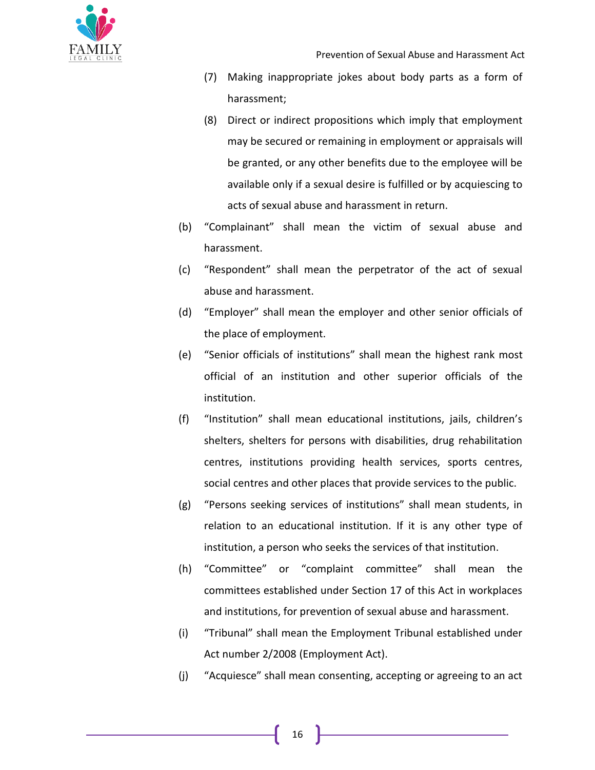(7) Making inappropriate jokes about body parts as a form of harassment;

(8) Direct or indirect propositions which imply that employment may be secured or remaining in employment or appraisals will be granted, or any other benefits due to the employee will be available only if a sexual desire is fulfilled or by acquiescing to acts of sexual abuse and harassment in return.

(b) "Complainant" shall mean the victim of sexual abuse and harassment.

(c) "Respondent" shall mean the perpetrator of the act of sexual abuse and harassment.

(d) "Employer" shall mean the employer and other senior officials of the place of employment.

(e) "Senior officials of institutions" shall mean the highest rank most official of an institution and other superior officials of the institution.

(f) "Institution" shall mean educational institutions, jails, children's shelters, shelters for persons with disabilities, drug rehabilitation centres, institutions providing health services, sports centres, social centres and other places that provide services to the public.

(g) "Persons seeking services of institutions" shall mean students, in relation to an educational institution. If it is any other type of institution, a person who seeks the services of that institution.

(h) "Committee" or "complaint committee" shall mean the committees established under Section 17 of this Act in workplaces and institutions, for prevention of sexual abuse and harassment.

(i) "Tribunal" shall mean the Employment Tribunal established under Act number 2/2008 (Employment Act).

(j) "Acquiesce" shall mean consenting, accepting or agreeing to an act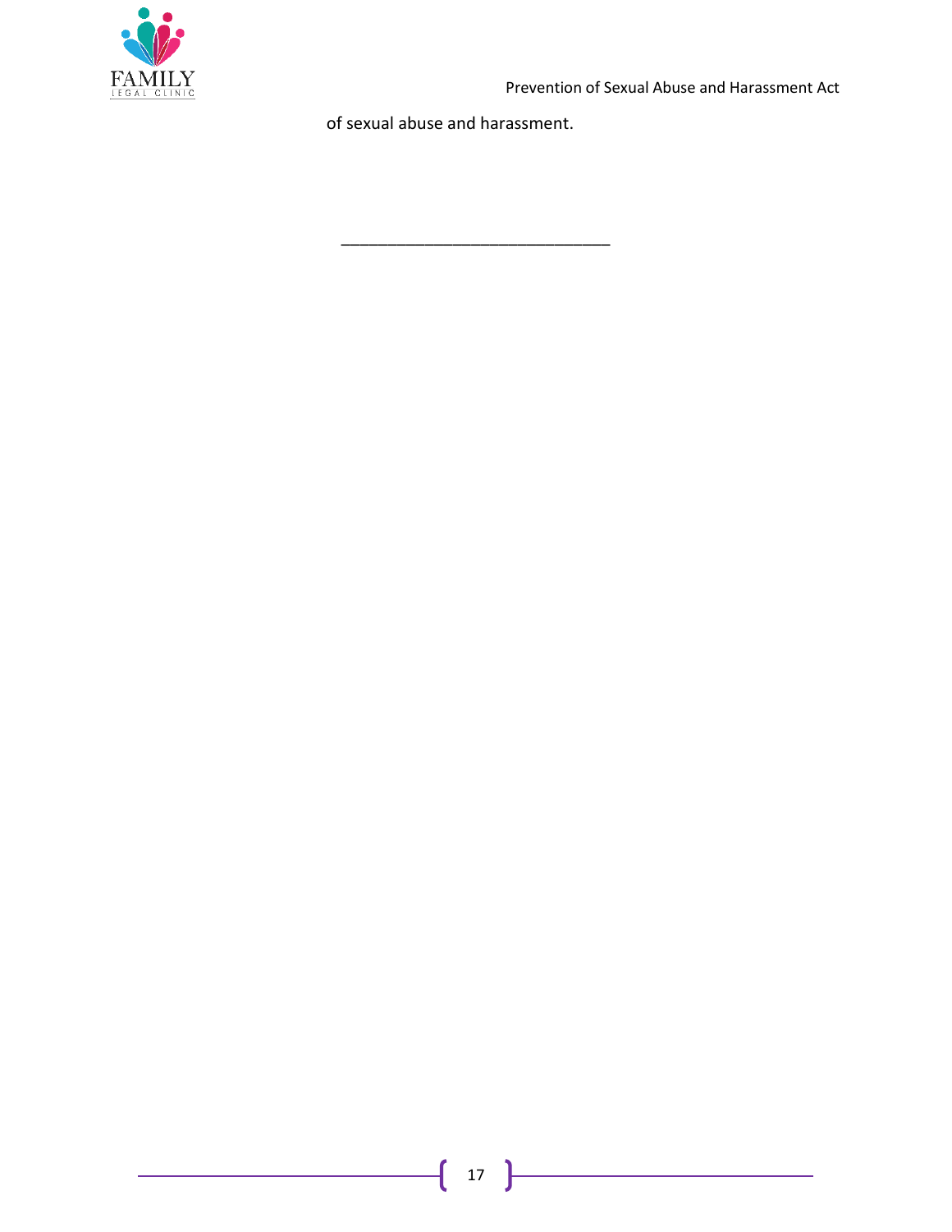of sexual abuse and harassment.

______________________________